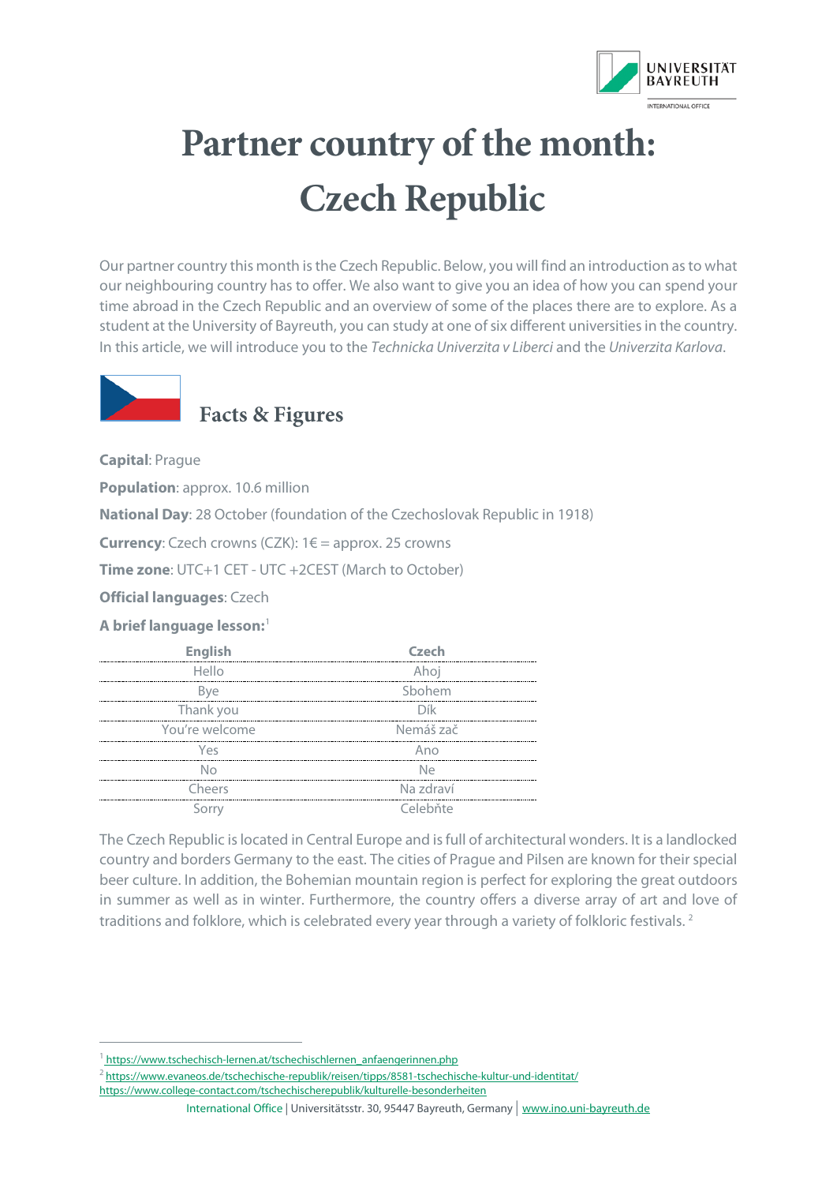# Partner country of the month: Czech Republic

Our partner country this month is the Czech Republic. Below, you will find an introduction as to what our neighbouring country has to offer. We also want to give you an idea of how you can spend your time abroad in the Czech Republic and an overview of some of the places there are to explore. As a student at the University of Bayreuth, you can study at one of six different universities in the country. In this article, we will introduce you to the *Technicka Univerzita v Liberci* and the *Univerzita Karlova*.

## Facts & Figures

**Capital**: Prague

**Population**: approx. 10.6 million

**National Day**: 28 October (foundation of the Czechoslovak Republic in 1918)

**Currency**: Czech crowns (CZK): 1€ = approx. 25 crowns

**Time zone**: UTC+1 CET - UTC +2CEST (March to October)

**Official languages**: Czech

**A brief language lesson:**[1]

| English | Czech |
|---|---|
| Hello | Ahoj |
| Bye | Sbohem |
| Thank you | Dík |
| You're welcome | Nemáš zač |
| Yes | Ano |
| No | Ne |
| Cheers | Na zdraví |
| Sorry | Celebňte |

The Czech Republic is located in Central Europe and is full of architectural wonders. It is a landlocked country and borders Germany to the east. The cities of Prague and Pilsen are known for their special beer culture. In addition, the Bohemian mountain region is perfect for exploring the great outdoors in summer as well as in winter. Furthermore, the country offers a diverse array of art and love of traditions and folklore, which is celebrated every year through a variety of folkloric festivals. [2]

---

[1] https://www.tschechisch-lernen.at/tschechischlernen_anfaengerinnen.php

[2] https://www.evaneos.de/tschechische-republik/reisen/tipps/8581-tschechische-kultur-und-identitat/
https://www.college-contact.com/tschechischerepublik/kulturelle-besonderheiten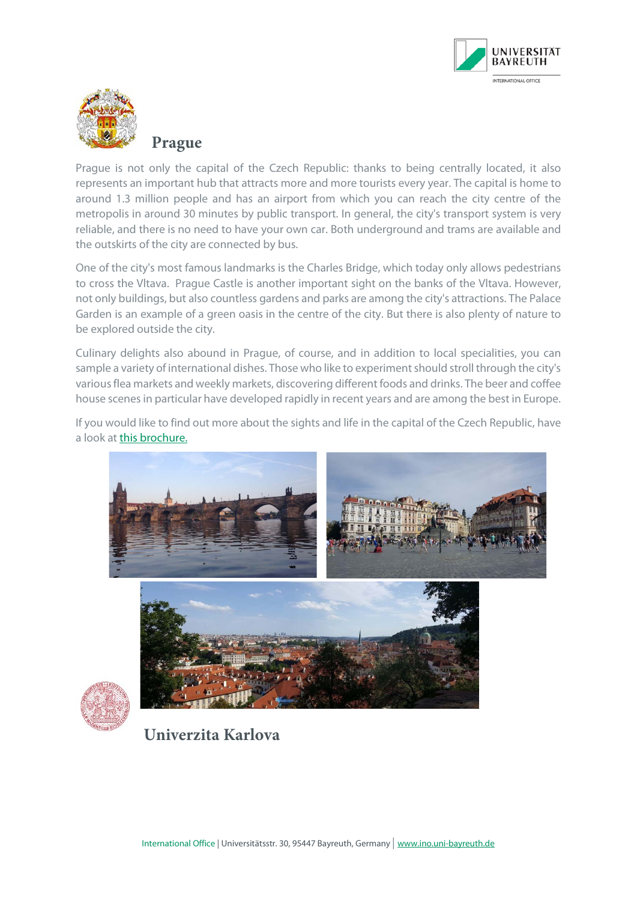# Prague

Prague is not only the capital of the Czech Republic: thanks to being centrally located, it also represents an important hub that attracts more and more tourists every year. The capital is home to around 1.3 million people and has an airport from which you can reach the city centre of the metropolis in around 30 minutes by public transport. In general, the city's transport system is very reliable, and there is no need to have your own car. Both underground and trams are available and the outskirts of the city are connected by bus.

One of the city's most famous landmarks is the Charles Bridge, which today only allows pedestrians to cross the Vltava. Prague Castle is another important sight on the banks of the Vltava. However, not only buildings, but also countless gardens and parks are among the city's attractions. The Palace Garden is an example of a green oasis in the centre of the city. But there is also plenty of nature to be explored outside the city.

Culinary delights also abound in Prague, of course, and in addition to local specialities, you can sample a variety of international dishes. Those who like to experiment should stroll through the city's various flea markets and weekly markets, discovering different foods and drinks. The beer and coffee house scenes in particular have developed rapidly in recent years and are among the best in Europe.

If you would like to find out more about the sights and life in the capital of the Czech Republic, have a look at this brochure.

# Univerzita Karlova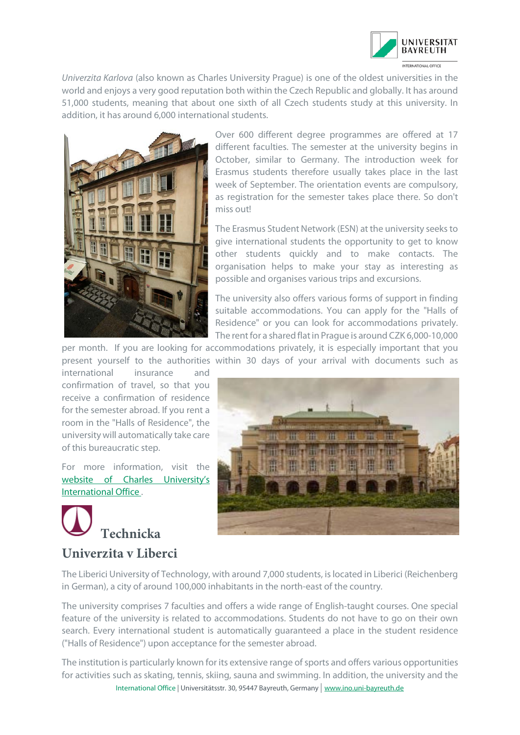*Univerzita Karlova* (also known as Charles University Prague) is one of the oldest universities in the world and enjoys a very good reputation both within the Czech Republic and globally. It has around 51,000 students, meaning that about one sixth of all Czech students study at this university. In addition, it has around 6,000 international students.

Over 600 different degree programmes are offered at 17 different faculties. The semester at the university begins in October, similar to Germany. The introduction week for Erasmus students therefore usually takes place in the last week of September. The orientation events are compulsory, as registration for the semester takes place there. So don't miss out!

The Erasmus Student Network (ESN) at the university seeks to give international students the opportunity to get to know other students quickly and to make contacts. The organisation helps to make your stay as interesting as possible and organises various trips and excursions.

The university also offers various forms of support in finding suitable accommodations. You can apply for the "Halls of Residence" or you can look for accommodations privately. The rent for a shared flat in Prague is around CZK 6,000-10,000 per month. If you are looking for accommodations privately, it is especially important that you present yourself to the authorities within 30 days of your arrival with documents such as international insurance and confirmation of travel, so that you receive a confirmation of residence for the semester abroad. If you rent a room in the "Halls of Residence", the university will automatically take care of this bureaucratic step.

For more information, visit the [website of Charles University's International Office](#).

## Technicka Univerzita v Liberci

The Liberici University of Technology, with around 7,000 students, is located in Liberici (Reichenberg in German), a city of around 100,000 inhabitants in the north-east of the country.

The university comprises 7 faculties and offers a wide range of English-taught courses. One special feature of the university is related to accommodations. Students do not have to go on their own search. Every international student is automatically guaranteed a place in the student residence ("Halls of Residence") upon acceptance for the semester abroad.

The institution is particularly known for its extensive range of sports and offers various opportunities for activities such as skating, tennis, skiing, sauna and swimming. In addition, the university and the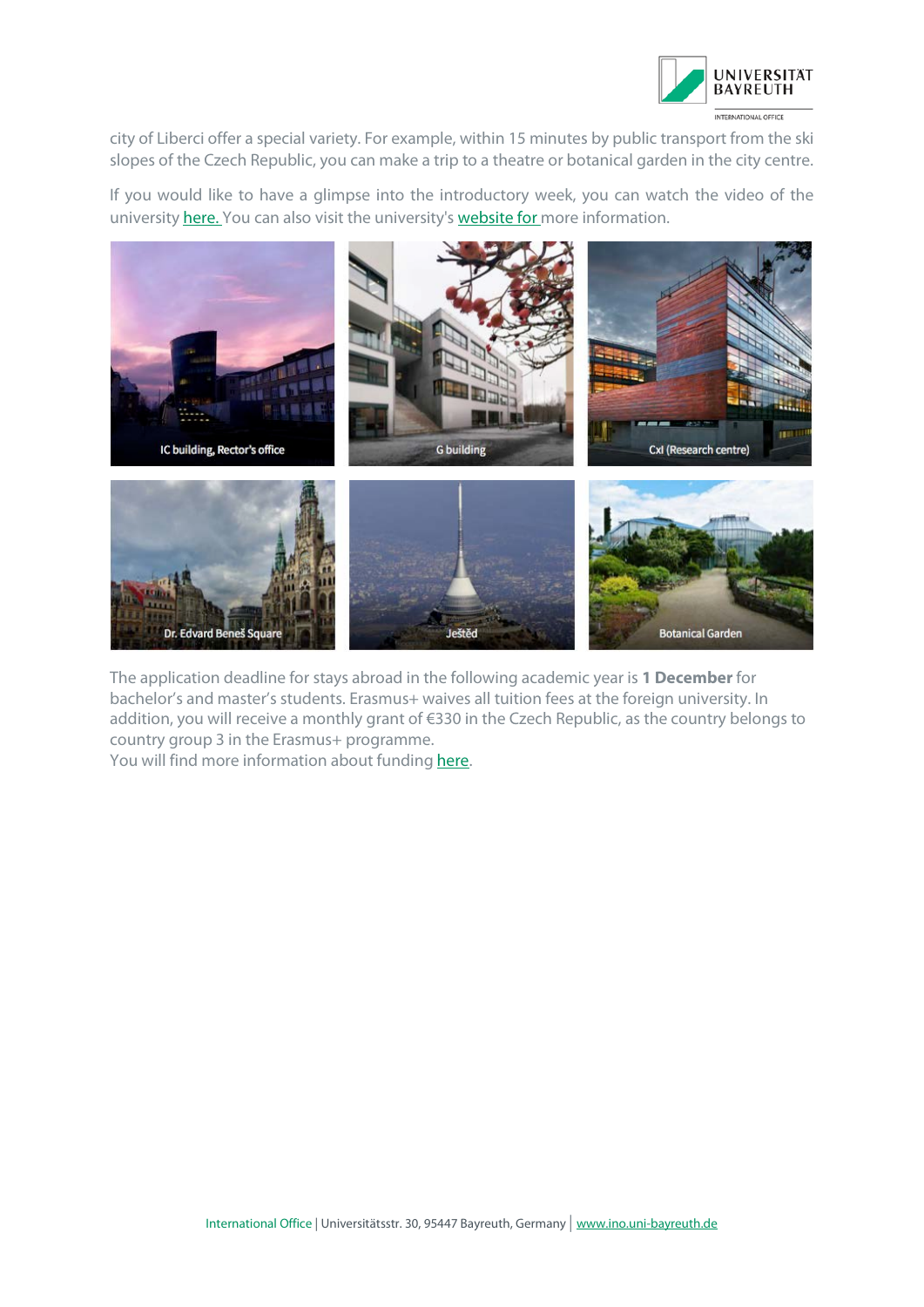city of Liberci offer a special variety. For example, within 15 minutes by public transport from the ski slopes of the Czech Republic, you can make a trip to a theatre or botanical garden in the city centre.

If you would like to have a glimpse into the introductory week, you can watch the video of the university here. You can also visit the university's website for more information.

IC building, Rector's office

G building

CxI (Research centre)

Dr. Edvard Beneš Square

Ještěd

Botanical Garden

The application deadline for stays abroad in the following academic year is **1 December** for bachelor's and master's students. Erasmus+ waives all tuition fees at the foreign university. In addition, you will receive a monthly grant of €330 in the Czech Republic, as the country belongs to country group 3 in the Erasmus+ programme.
You will find more information about funding here.